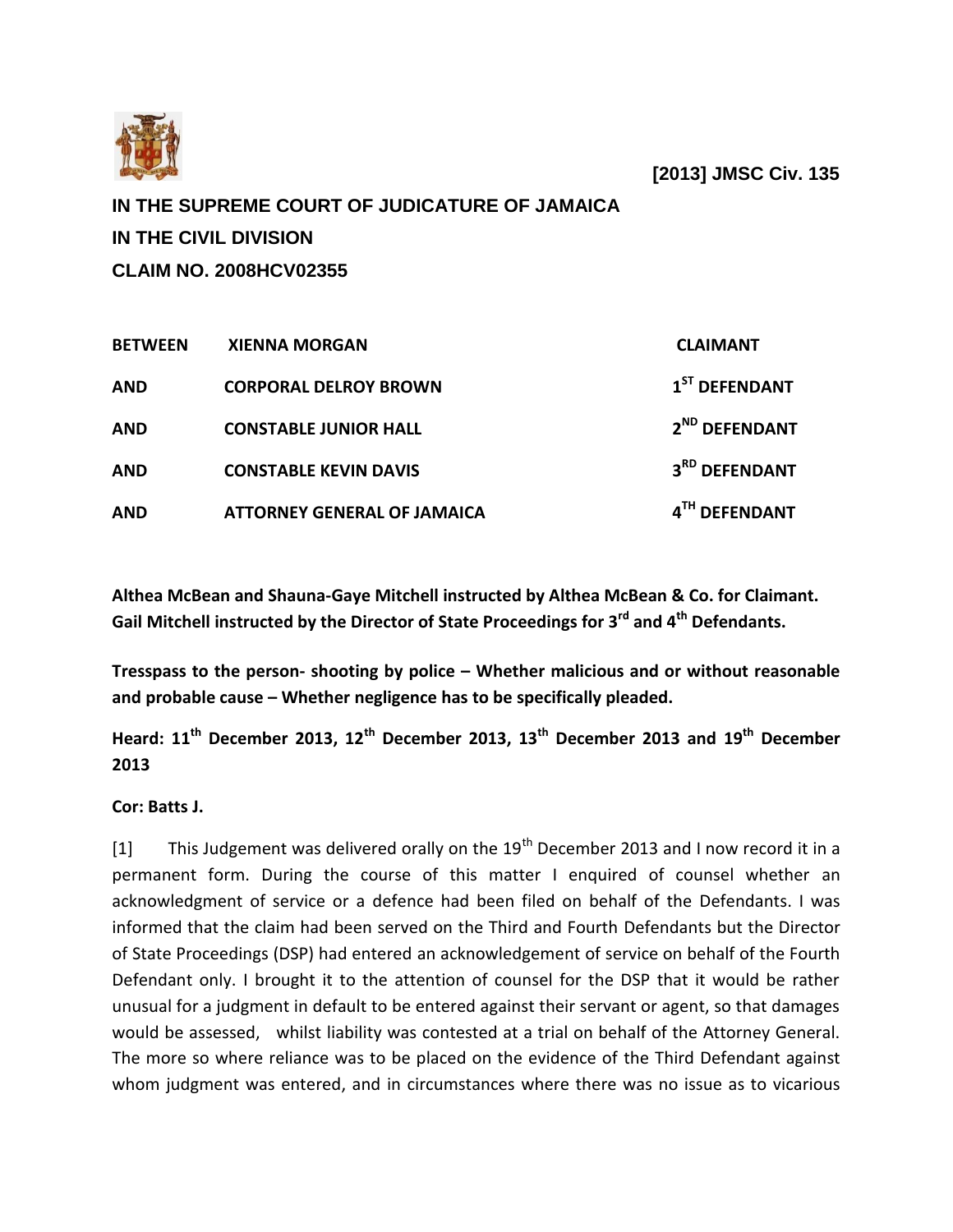**[2013] JMSC Civ. 135**

**IN THE SUPREME COURT OF JUDICATURE OF JAMAICA**

**IN THE CIVIL DIVISION**

**CLAIM NO. 2008HCV02355**

| | | |
|---|---|---|
| **BETWEEN** | **XIENNA MORGAN** | **CLAIMANT** |
| **AND** | **CORPORAL DELROY BROWN** | **1ST DEFENDANT** |
| **AND** | **CONSTABLE JUNIOR HALL** | **2ND DEFENDANT** |
| **AND** | **CONSTABLE KEVIN DAVIS** | **3RD DEFENDANT** |
| **AND** | **ATTORNEY GENERAL OF JAMAICA** | **4TH DEFENDANT** |

**Althea McBean and Shauna-Gaye Mitchell instructed by Althea McBean & Co. for Claimant. Gail Mitchell instructed by the Director of State Proceedings for 3rd and 4th Defendants.**

**Tresspass to the person- shooting by police – Whether malicious and or without reasonable and probable cause – Whether negligence has to be specifically pleaded.**

**Heard: 11th December 2013, 12th December 2013, 13th December 2013 and 19th December 2013**

**Cor: Batts J.**

[1] This Judgement was delivered orally on the 19th December 2013 and I now record it in a permanent form. During the course of this matter I enquired of counsel whether an acknowledgment of service or a defence had been filed on behalf of the Defendants. I was informed that the claim had been served on the Third and Fourth Defendants but the Director of State Proceedings (DSP) had entered an acknowledgement of service on behalf of the Fourth Defendant only. I brought it to the attention of counsel for the DSP that it would be rather unusual for a judgment in default to be entered against their servant or agent, so that damages would be assessed, whilst liability was contested at a trial on behalf of the Attorney General. The more so where reliance was to be placed on the evidence of the Third Defendant against whom judgment was entered, and in circumstances where there was no issue as to vicarious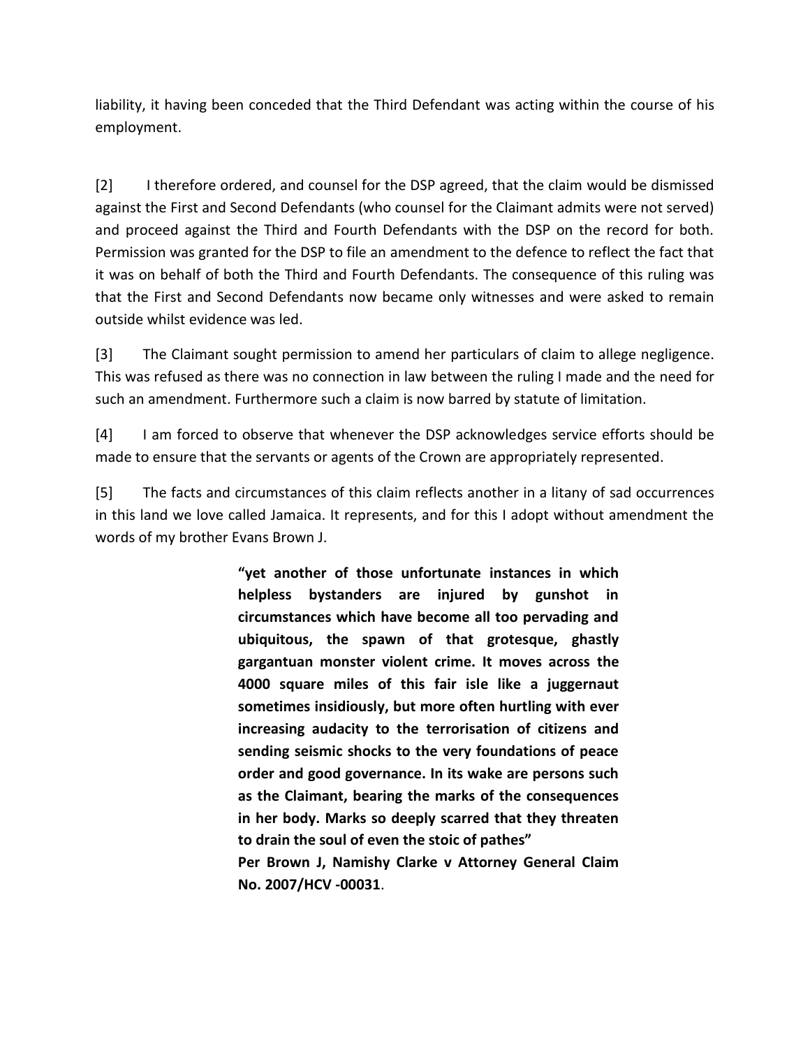liability, it having been conceded that the Third Defendant was acting within the course of his employment.

[2] I therefore ordered, and counsel for the DSP agreed, that the claim would be dismissed against the First and Second Defendants (who counsel for the Claimant admits were not served) and proceed against the Third and Fourth Defendants with the DSP on the record for both. Permission was granted for the DSP to file an amendment to the defence to reflect the fact that it was on behalf of both the Third and Fourth Defendants. The consequence of this ruling was that the First and Second Defendants now became only witnesses and were asked to remain outside whilst evidence was led.

[3] The Claimant sought permission to amend her particulars of claim to allege negligence. This was refused as there was no connection in law between the ruling I made and the need for such an amendment. Furthermore such a claim is now barred by statute of limitation.

[4] I am forced to observe that whenever the DSP acknowledges service efforts should be made to ensure that the servants or agents of the Crown are appropriately represented.

[5] The facts and circumstances of this claim reflects another in a litany of sad occurrences in this land we love called Jamaica. It represents, and for this I adopt without amendment the words of my brother Evans Brown J.

> **"yet another of those unfortunate instances in which helpless bystanders are injured by gunshot in circumstances which have become all too pervading and ubiquitous, the spawn of that grotesque, ghastly gargantuan monster violent crime. It moves across the 4000 square miles of this fair isle like a juggernaut sometimes insidiously, but more often hurtling with ever increasing audacity to the terrorisation of citizens and sending seismic shocks to the very foundations of peace order and good governance. In its wake are persons such as the Claimant, bearing the marks of the consequences in her body. Marks so deeply scarred that they threaten to drain the soul of even the stoic of pathes"**
>
> **Per Brown J, Namishy Clarke v Attorney General Claim No. 2007/HCV -00031**.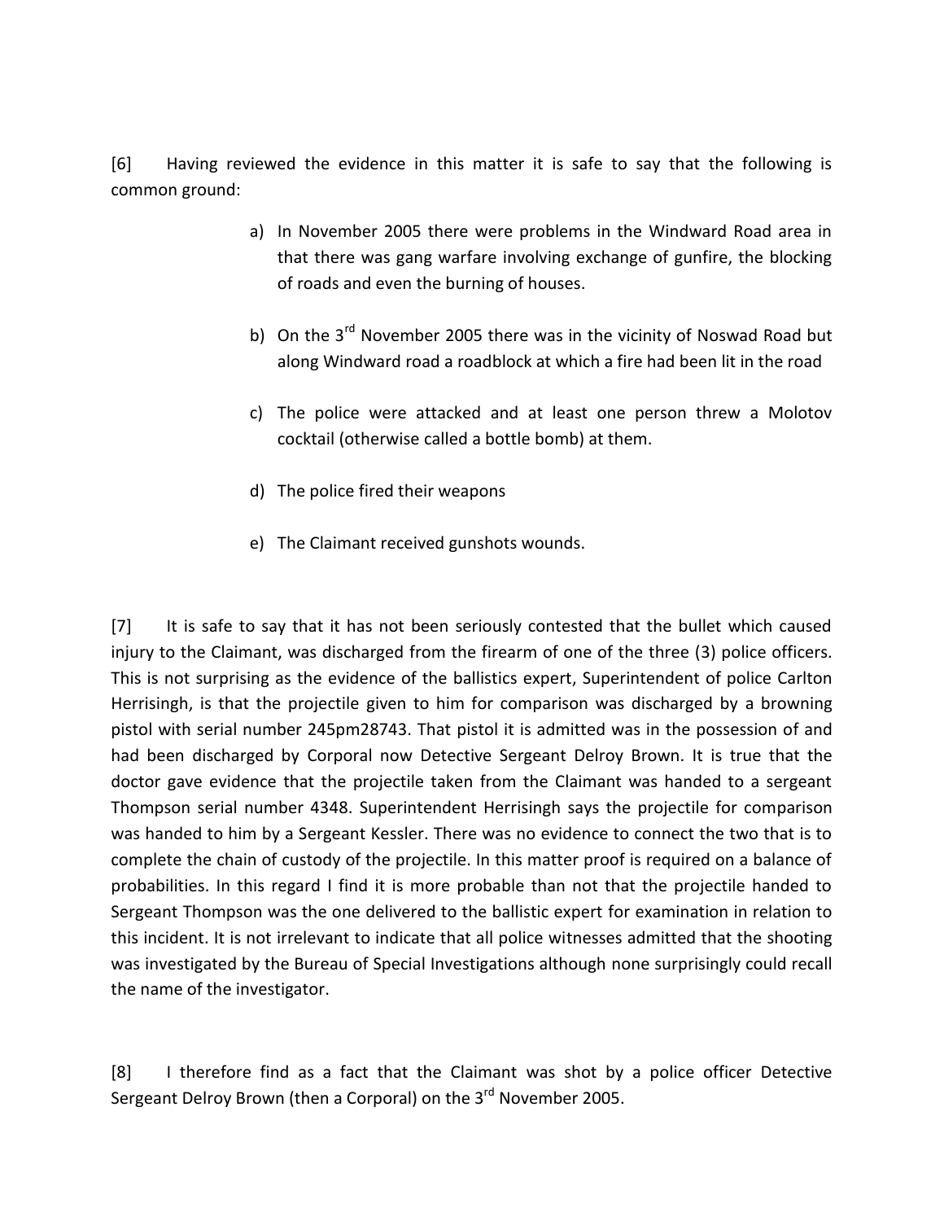[6] Having reviewed the evidence in this matter it is safe to say that the following is common ground:

a) In November 2005 there were problems in the Windward Road area in that there was gang warfare involving exchange of gunfire, the blocking of roads and even the burning of houses.

b) On the 3rd November 2005 there was in the vicinity of Noswad Road but along Windward road a roadblock at which a fire had been lit in the road

c) The police were attacked and at least one person threw a Molotov cocktail (otherwise called a bottle bomb) at them.

d) The police fired their weapons

e) The Claimant received gunshots wounds.

[7] It is safe to say that it has not been seriously contested that the bullet which caused injury to the Claimant, was discharged from the firearm of one of the three (3) police officers. This is not surprising as the evidence of the ballistics expert, Superintendent of police Carlton Herrisingh, is that the projectile given to him for comparison was discharged by a browning pistol with serial number 245pm28743. That pistol it is admitted was in the possession of and had been discharged by Corporal now Detective Sergeant Delroy Brown. It is true that the doctor gave evidence that the projectile taken from the Claimant was handed to a sergeant Thompson serial number 4348. Superintendent Herrisingh says the projectile for comparison was handed to him by a Sergeant Kessler. There was no evidence to connect the two that is to complete the chain of custody of the projectile. In this matter proof is required on a balance of probabilities. In this regard I find it is more probable than not that the projectile handed to Sergeant Thompson was the one delivered to the ballistic expert for examination in relation to this incident. It is not irrelevant to indicate that all police witnesses admitted that the shooting was investigated by the Bureau of Special Investigations although none surprisingly could recall the name of the investigator.

[8] I therefore find as a fact that the Claimant was shot by a police officer Detective Sergeant Delroy Brown (then a Corporal) on the 3rd November 2005.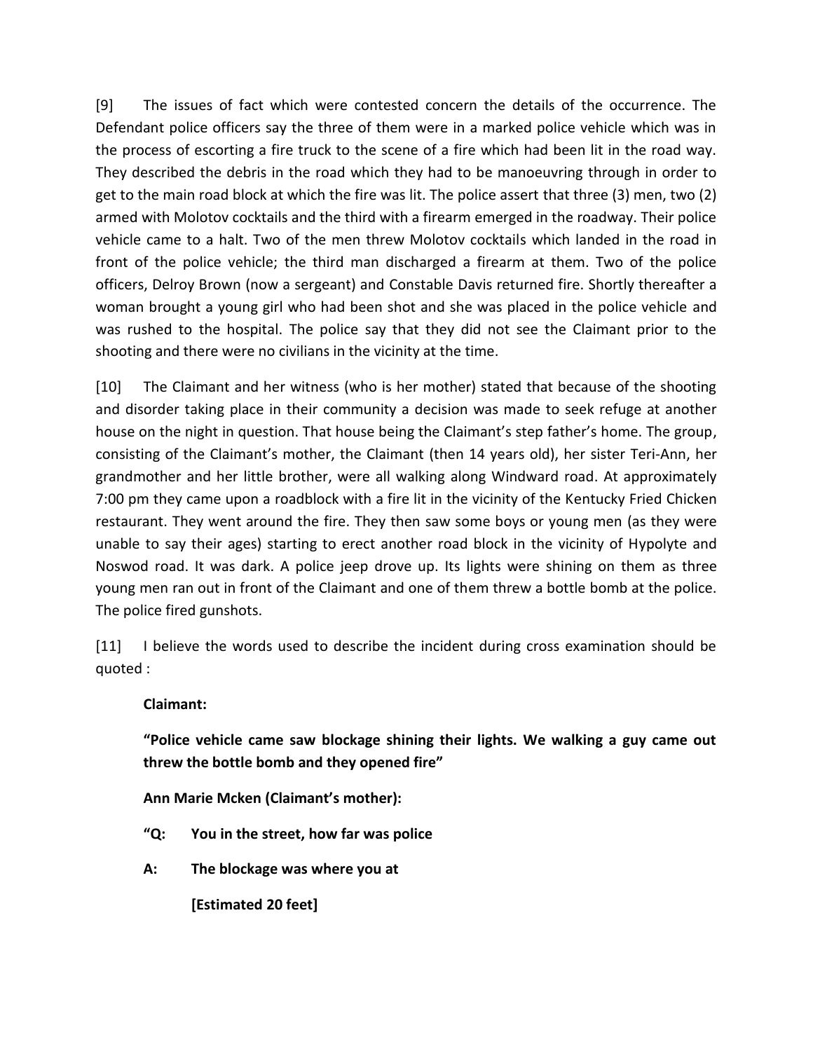[9] The issues of fact which were contested concern the details of the occurrence. The Defendant police officers say the three of them were in a marked police vehicle which was in the process of escorting a fire truck to the scene of a fire which had been lit in the road way. They described the debris in the road which they had to be manoeuvring through in order to get to the main road block at which the fire was lit. The police assert that three (3) men, two (2) armed with Molotov cocktails and the third with a firearm emerged in the roadway. Their police vehicle came to a halt. Two of the men threw Molotov cocktails which landed in the road in front of the police vehicle; the third man discharged a firearm at them. Two of the police officers, Delroy Brown (now a sergeant) and Constable Davis returned fire. Shortly thereafter a woman brought a young girl who had been shot and she was placed in the police vehicle and was rushed to the hospital. The police say that they did not see the Claimant prior to the shooting and there were no civilians in the vicinity at the time.

[10] The Claimant and her witness (who is her mother) stated that because of the shooting and disorder taking place in their community a decision was made to seek refuge at another house on the night in question. That house being the Claimant's step father's home. The group, consisting of the Claimant's mother, the Claimant (then 14 years old), her sister Teri-Ann, her grandmother and her little brother, were all walking along Windward road. At approximately 7:00 pm they came upon a roadblock with a fire lit in the vicinity of the Kentucky Fried Chicken restaurant. They went around the fire. They then saw some boys or young men (as they were unable to say their ages) starting to erect another road block in the vicinity of Hypolyte and Noswod road. It was dark. A police jeep drove up. Its lights were shining on them as three young men ran out in front of the Claimant and one of them threw a bottle bomb at the police. The police fired gunshots.

[11] I believe the words used to describe the incident during cross examination should be quoted :

> **Claimant:**
>
> **"Police vehicle came saw blockage shining their lights. We walking a guy came out threw the bottle bomb and they opened fire"**
>
> **Ann Marie Mcken (Claimant's mother):**
>
> **"Q: You in the street, how far was police**
>
> **A: The blockage was where you at**
>
> **[Estimated 20 feet]**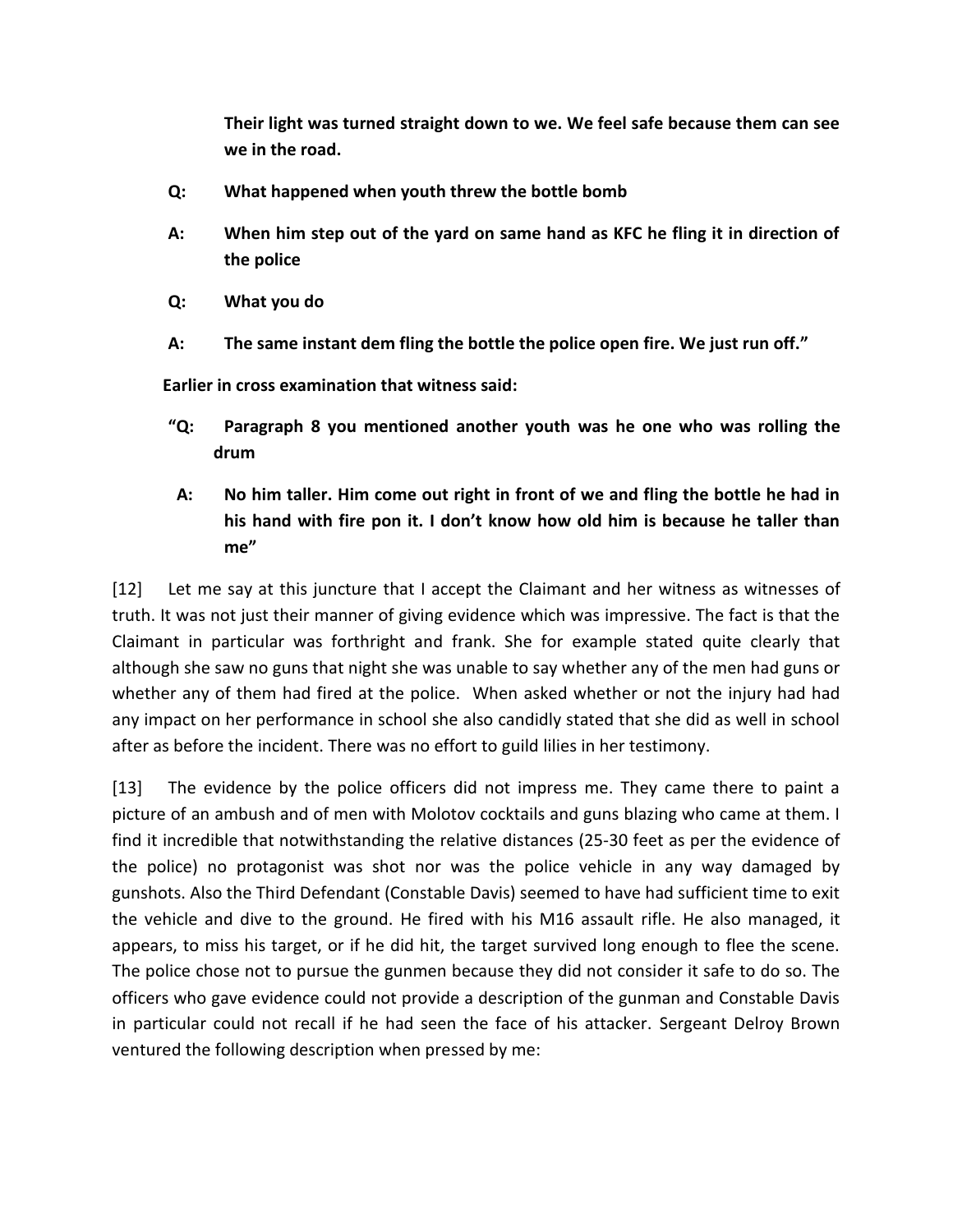**Their light was turned straight down to we. We feel safe because them can see we in the road.**

**Q: What happened when youth threw the bottle bomb**

**A: When him step out of the yard on same hand as KFC he fling it in direction of the police**

**Q: What you do**

**A: The same instant dem fling the bottle the police open fire. We just run off."**

**Earlier in cross examination that witness said:**

**"Q: Paragraph 8 you mentioned another youth was he one who was rolling the drum**

**A: No him taller. Him come out right in front of we and fling the bottle he had in his hand with fire pon it. I don't know how old him is because he taller than me"**

[12] Let me say at this juncture that I accept the Claimant and her witness as witnesses of truth. It was not just their manner of giving evidence which was impressive. The fact is that the Claimant in particular was forthright and frank. She for example stated quite clearly that although she saw no guns that night she was unable to say whether any of the men had guns or whether any of them had fired at the police. When asked whether or not the injury had had any impact on her performance in school she also candidly stated that she did as well in school after as before the incident. There was no effort to guild lilies in her testimony.

[13] The evidence by the police officers did not impress me. They came there to paint a picture of an ambush and of men with Molotov cocktails and guns blazing who came at them. I find it incredible that notwithstanding the relative distances (25-30 feet as per the evidence of the police) no protagonist was shot nor was the police vehicle in any way damaged by gunshots. Also the Third Defendant (Constable Davis) seemed to have had sufficient time to exit the vehicle and dive to the ground. He fired with his M16 assault rifle. He also managed, it appears, to miss his target, or if he did hit, the target survived long enough to flee the scene. The police chose not to pursue the gunmen because they did not consider it safe to do so. The officers who gave evidence could not provide a description of the gunman and Constable Davis in particular could not recall if he had seen the face of his attacker. Sergeant Delroy Brown ventured the following description when pressed by me: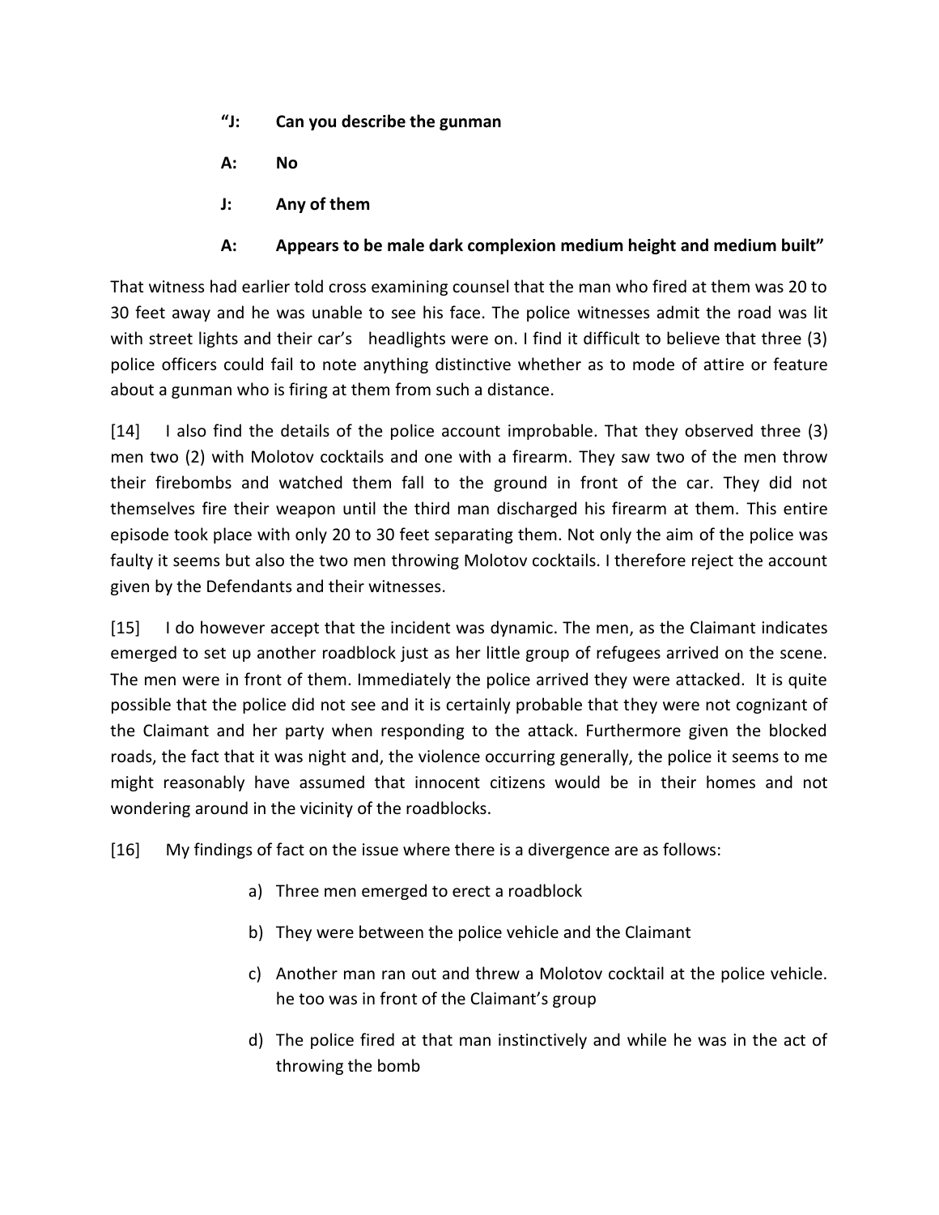**"J: Can you describe the gunman**

**A: No**

**J: Any of them**

**A: Appears to be male dark complexion medium height and medium built"**

That witness had earlier told cross examining counsel that the man who fired at them was 20 to 30 feet away and he was unable to see his face. The police witnesses admit the road was lit with street lights and their car's headlights were on. I find it difficult to believe that three (3) police officers could fail to note anything distinctive whether as to mode of attire or feature about a gunman who is firing at them from such a distance.

[14] I also find the details of the police account improbable. That they observed three (3) men two (2) with Molotov cocktails and one with a firearm. They saw two of the men throw their firebombs and watched them fall to the ground in front of the car. They did not themselves fire their weapon until the third man discharged his firearm at them. This entire episode took place with only 20 to 30 feet separating them. Not only the aim of the police was faulty it seems but also the two men throwing Molotov cocktails. I therefore reject the account given by the Defendants and their witnesses.

[15] I do however accept that the incident was dynamic. The men, as the Claimant indicates emerged to set up another roadblock just as her little group of refugees arrived on the scene. The men were in front of them. Immediately the police arrived they were attacked. It is quite possible that the police did not see and it is certainly probable that they were not cognizant of the Claimant and her party when responding to the attack. Furthermore given the blocked roads, the fact that it was night and, the violence occurring generally, the police it seems to me might reasonably have assumed that innocent citizens would be in their homes and not wondering around in the vicinity of the roadblocks.

[16] My findings of fact on the issue where there is a divergence are as follows:

a) Three men emerged to erect a roadblock

b) They were between the police vehicle and the Claimant

c) Another man ran out and threw a Molotov cocktail at the police vehicle. he too was in front of the Claimant's group

d) The police fired at that man instinctively and while he was in the act of throwing the bomb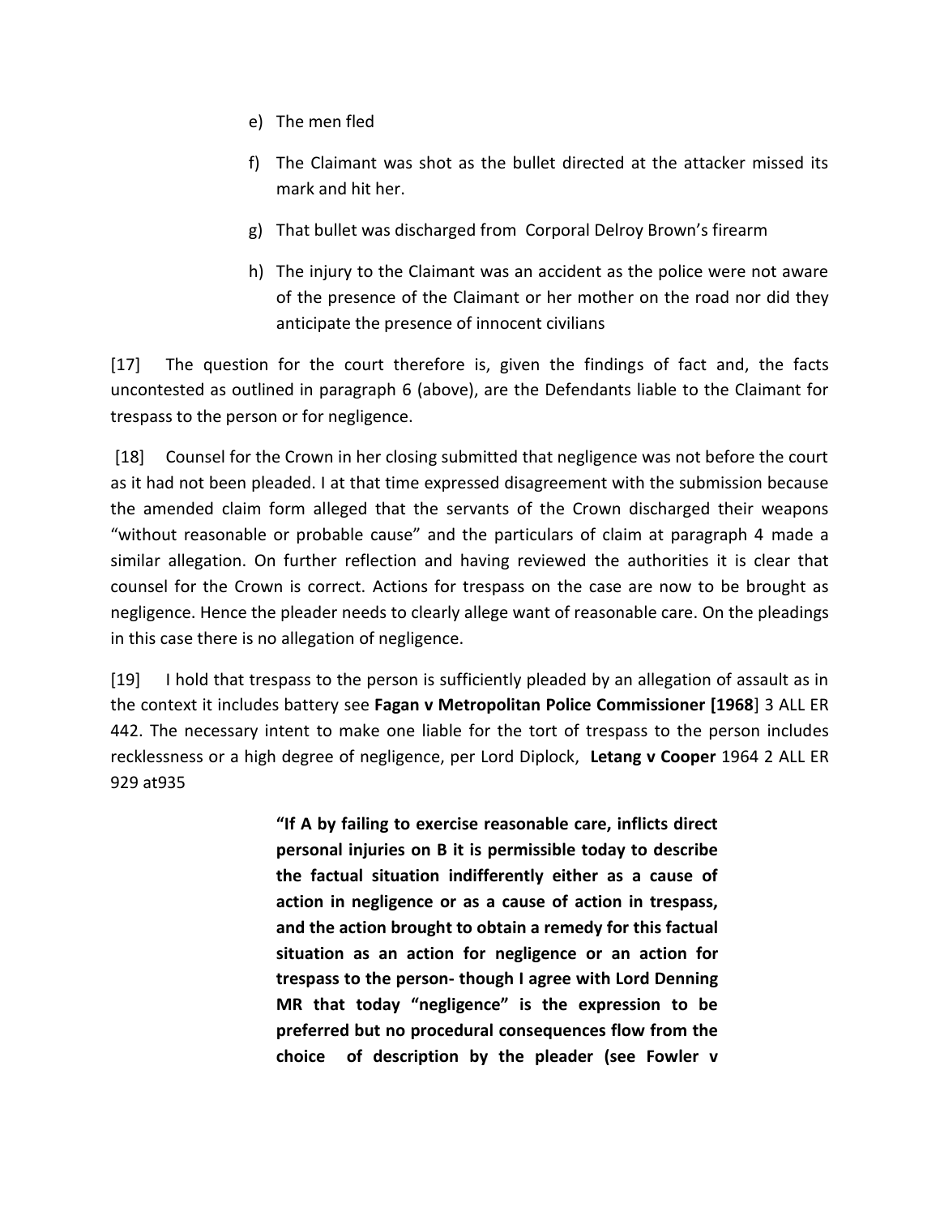e) The men fled

f) The Claimant was shot as the bullet directed at the attacker missed its mark and hit her.

g) That bullet was discharged from Corporal Delroy Brown's firearm

h) The injury to the Claimant was an accident as the police were not aware of the presence of the Claimant or her mother on the road nor did they anticipate the presence of innocent civilians

[17] The question for the court therefore is, given the findings of fact and, the facts uncontested as outlined in paragraph 6 (above), are the Defendants liable to the Claimant for trespass to the person or for negligence.

[18] Counsel for the Crown in her closing submitted that negligence was not before the court as it had not been pleaded. I at that time expressed disagreement with the submission because the amended claim form alleged that the servants of the Crown discharged their weapons "without reasonable or probable cause" and the particulars of claim at paragraph 4 made a similar allegation. On further reflection and having reviewed the authorities it is clear that counsel for the Crown is correct. Actions for trespass on the case are now to be brought as negligence. Hence the pleader needs to clearly allege want of reasonable care. On the pleadings in this case there is no allegation of negligence.

[19] I hold that trespass to the person is sufficiently pleaded by an allegation of assault as in the context it includes battery see **Fagan v Metropolitan Police Commissioner [1968**] 3 ALL ER 442. The necessary intent to make one liable for the tort of trespass to the person includes recklessness or a high degree of negligence, per Lord Diplock, **Letang v Cooper** 1964 2 ALL ER 929 at935

> **"If A by failing to exercise reasonable care, inflicts direct personal injuries on B it is permissible today to describe the factual situation indifferently either as a cause of action in negligence or as a cause of action in trespass, and the action brought to obtain a remedy for this factual situation as an action for negligence or an action for trespass to the person- though I agree with Lord Denning MR that today "negligence" is the expression to be preferred but no procedural consequences flow from the choice of description by the pleader (see Fowler v**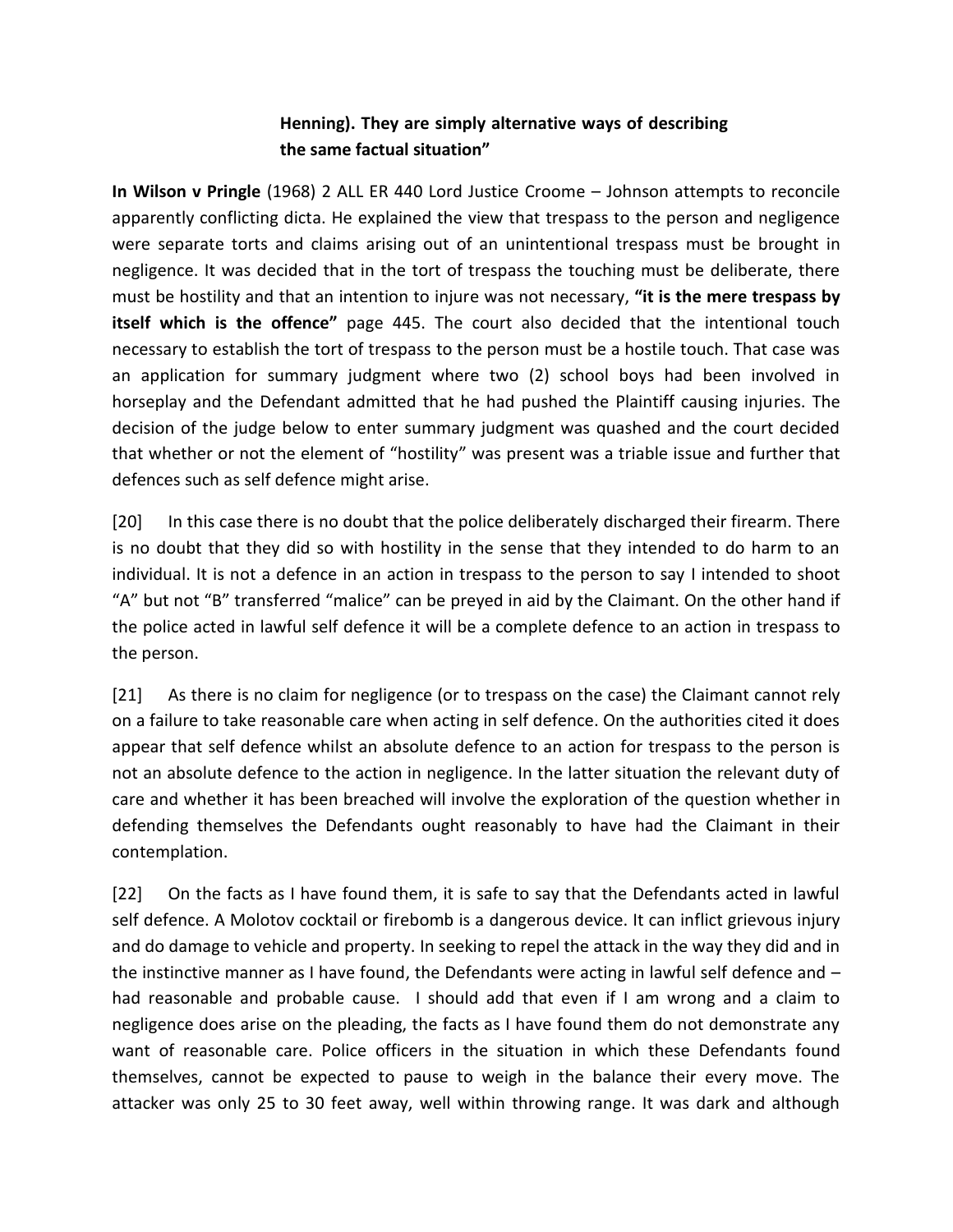**Henning). They are simply alternative ways of describing the same factual situation"**

**In Wilson v Pringle** (1968) 2 ALL ER 440 Lord Justice Croome – Johnson attempts to reconcile apparently conflicting dicta. He explained the view that trespass to the person and negligence were separate torts and claims arising out of an unintentional trespass must be brought in negligence. It was decided that in the tort of trespass the touching must be deliberate, there must be hostility and that an intention to injure was not necessary, **"it is the mere trespass by itself which is the offence"** page 445. The court also decided that the intentional touch necessary to establish the tort of trespass to the person must be a hostile touch. That case was an application for summary judgment where two (2) school boys had been involved in horseplay and the Defendant admitted that he had pushed the Plaintiff causing injuries. The decision of the judge below to enter summary judgment was quashed and the court decided that whether or not the element of "hostility" was present was a triable issue and further that defences such as self defence might arise.

[20] In this case there is no doubt that the police deliberately discharged their firearm. There is no doubt that they did so with hostility in the sense that they intended to do harm to an individual. It is not a defence in an action in trespass to the person to say I intended to shoot "A" but not "B" transferred "malice" can be preyed in aid by the Claimant. On the other hand if the police acted in lawful self defence it will be a complete defence to an action in trespass to the person.

[21] As there is no claim for negligence (or to trespass on the case) the Claimant cannot rely on a failure to take reasonable care when acting in self defence. On the authorities cited it does appear that self defence whilst an absolute defence to an action for trespass to the person is not an absolute defence to the action in negligence. In the latter situation the relevant duty of care and whether it has been breached will involve the exploration of the question whether in defending themselves the Defendants ought reasonably to have had the Claimant in their contemplation.

[22] On the facts as I have found them, it is safe to say that the Defendants acted in lawful self defence. A Molotov cocktail or firebomb is a dangerous device. It can inflict grievous injury and do damage to vehicle and property. In seeking to repel the attack in the way they did and in the instinctive manner as I have found, the Defendants were acting in lawful self defence and – had reasonable and probable cause. I should add that even if I am wrong and a claim to negligence does arise on the pleading, the facts as I have found them do not demonstrate any want of reasonable care. Police officers in the situation in which these Defendants found themselves, cannot be expected to pause to weigh in the balance their every move. The attacker was only 25 to 30 feet away, well within throwing range. It was dark and although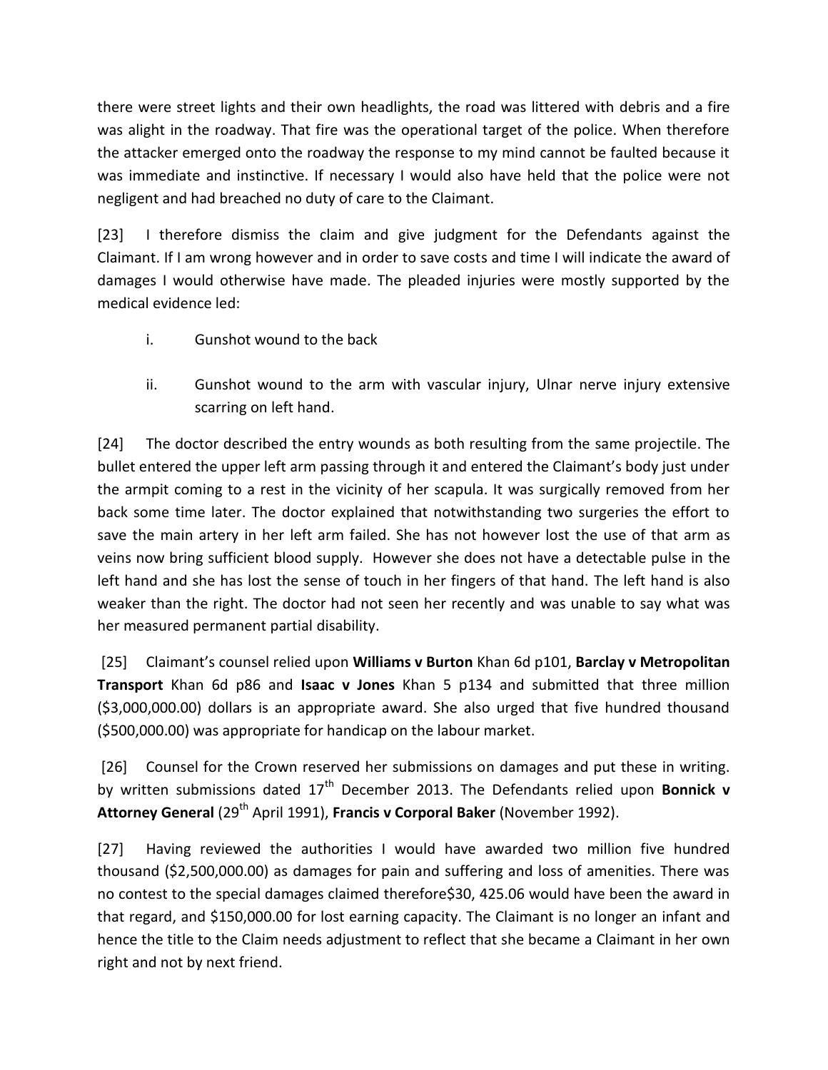there were street lights and their own headlights, the road was littered with debris and a fire was alight in the roadway. That fire was the operational target of the police. When therefore the attacker emerged onto the roadway the response to my mind cannot be faulted because it was immediate and instinctive. If necessary I would also have held that the police were not negligent and had breached no duty of care to the Claimant.

[23] I therefore dismiss the claim and give judgment for the Defendants against the Claimant. If I am wrong however and in order to save costs and time I will indicate the award of damages I would otherwise have made. The pleaded injuries were mostly supported by the medical evidence led:

i. Gunshot wound to the back

ii. Gunshot wound to the arm with vascular injury, Ulnar nerve injury extensive scarring on left hand.

[24] The doctor described the entry wounds as both resulting from the same projectile. The bullet entered the upper left arm passing through it and entered the Claimant's body just under the armpit coming to a rest in the vicinity of her scapula. It was surgically removed from her back some time later. The doctor explained that notwithstanding two surgeries the effort to save the main artery in her left arm failed. She has not however lost the use of that arm as veins now bring sufficient blood supply. However she does not have a detectable pulse in the left hand and she has lost the sense of touch in her fingers of that hand. The left hand is also weaker than the right. The doctor had not seen her recently and was unable to say what was her measured permanent partial disability.

[25] Claimant's counsel relied upon **Williams v Burton** Khan 6d p101, **Barclay v Metropolitan Transport** Khan 6d p86 and **Isaac v Jones** Khan 5 p134 and submitted that three million ($3,000,000.00) dollars is an appropriate award. She also urged that five hundred thousand ($500,000.00) was appropriate for handicap on the labour market.

[26] Counsel for the Crown reserved her submissions on damages and put these in writing. by written submissions dated 17th December 2013. The Defendants relied upon **Bonnick v Attorney General** (29th April 1991), **Francis v Corporal Baker** (November 1992).

[27] Having reviewed the authorities I would have awarded two million five hundred thousand ($2,500,000.00) as damages for pain and suffering and loss of amenities. There was no contest to the special damages claimed therefore$30, 425.06 would have been the award in that regard, and $150,000.00 for lost earning capacity. The Claimant is no longer an infant and hence the title to the Claim needs adjustment to reflect that she became a Claimant in her own right and not by next friend.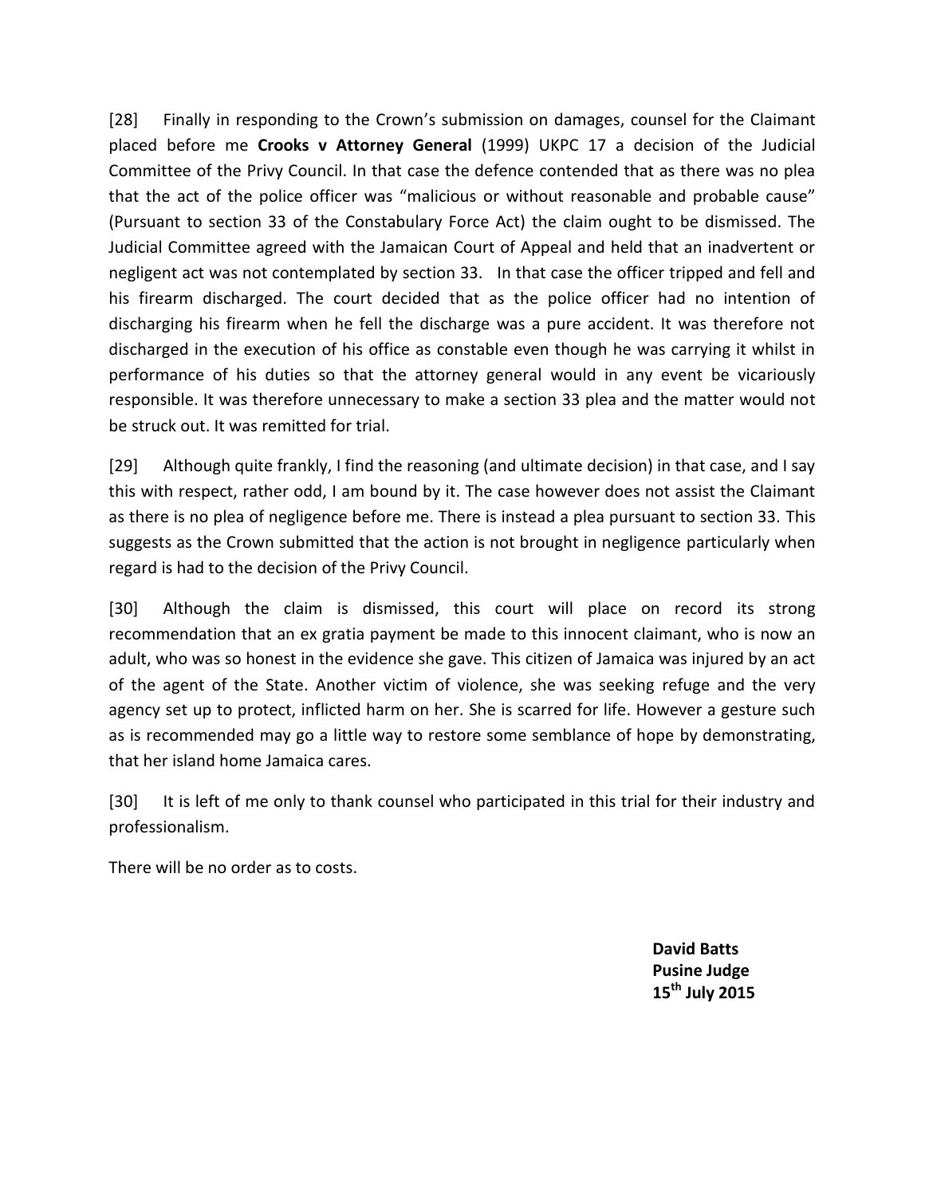[28] Finally in responding to the Crown's submission on damages, counsel for the Claimant placed before me **Crooks v Attorney General** (1999) UKPC 17 a decision of the Judicial Committee of the Privy Council. In that case the defence contended that as there was no plea that the act of the police officer was "malicious or without reasonable and probable cause" (Pursuant to section 33 of the Constabulary Force Act) the claim ought to be dismissed. The Judicial Committee agreed with the Jamaican Court of Appeal and held that an inadvertent or negligent act was not contemplated by section 33. In that case the officer tripped and fell and his firearm discharged. The court decided that as the police officer had no intention of discharging his firearm when he fell the discharge was a pure accident. It was therefore not discharged in the execution of his office as constable even though he was carrying it whilst in performance of his duties so that the attorney general would in any event be vicariously responsible. It was therefore unnecessary to make a section 33 plea and the matter would not be struck out. It was remitted for trial.

[29] Although quite frankly, I find the reasoning (and ultimate decision) in that case, and I say this with respect, rather odd, I am bound by it. The case however does not assist the Claimant as there is no plea of negligence before me. There is instead a plea pursuant to section 33. This suggests as the Crown submitted that the action is not brought in negligence particularly when regard is had to the decision of the Privy Council.

[30] Although the claim is dismissed, this court will place on record its strong recommendation that an ex gratia payment be made to this innocent claimant, who is now an adult, who was so honest in the evidence she gave. This citizen of Jamaica was injured by an act of the agent of the State. Another victim of violence, she was seeking refuge and the very agency set up to protect, inflicted harm on her. She is scarred for life. However a gesture such as is recommended may go a little way to restore some semblance of hope by demonstrating, that her island home Jamaica cares.

[30] It is left of me only to thank counsel who participated in this trial for their industry and professionalism.

There will be no order as to costs.

**David Batts**
**Pusine Judge**
**15th July 2015**